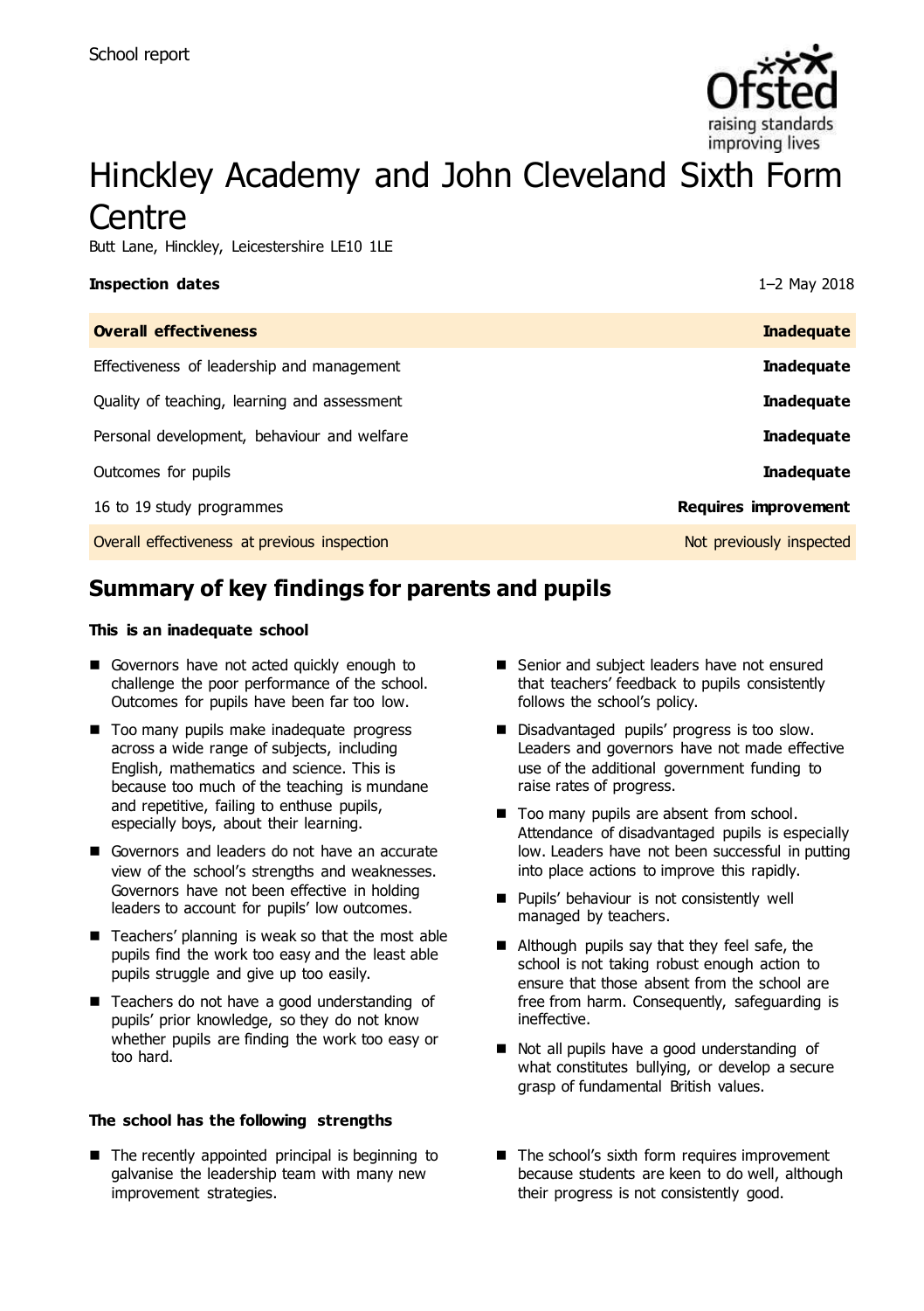School report

# Hinckley Academy and John Cleveland Sixth Form Centre

Butt Lane, Hinckley, Leicestershire LE10 1LE

| **Inspection dates** | 1–2 May 2018 |
|---|---|
| **Overall effectiveness** | **Inadequate** |
| Effectiveness of leadership and management | **Inadequate** |
| Quality of teaching, learning and assessment | **Inadequate** |
| Personal development, behaviour and welfare | **Inadequate** |
| Outcomes for pupils | **Inadequate** |
| 16 to 19 study programmes | **Requires improvement** |
| Overall effectiveness at previous inspection | Not previously inspected |

## Summary of key findings for parents and pupils

**This is an inadequate school**

- Governors have not acted quickly enough to challenge the poor performance of the school. Outcomes for pupils have been far too low.
- Too many pupils make inadequate progress across a wide range of subjects, including English, mathematics and science. This is because too much of the teaching is mundane and repetitive, failing to enthuse pupils, especially boys, about their learning.
- Governors and leaders do not have an accurate view of the school's strengths and weaknesses. Governors have not been effective in holding leaders to account for pupils' low outcomes.
- Teachers' planning is weak so that the most able pupils find the work too easy and the least able pupils struggle and give up too easily.
- Teachers do not have a good understanding of pupils' prior knowledge, so they do not know whether pupils are finding the work too easy or too hard.
- Senior and subject leaders have not ensured that teachers' feedback to pupils consistently follows the school's policy.
- Disadvantaged pupils' progress is too slow. Leaders and governors have not made effective use of the additional government funding to raise rates of progress.
- Too many pupils are absent from school. Attendance of disadvantaged pupils is especially low. Leaders have not been successful in putting into place actions to improve this rapidly.
- Pupils' behaviour is not consistently well managed by teachers.
- Although pupils say that they feel safe, the school is not taking robust enough action to ensure that those absent from the school are free from harm. Consequently, safeguarding is ineffective.
- Not all pupils have a good understanding of what constitutes bullying, or develop a secure grasp of fundamental British values.

**The school has the following strengths**

- The recently appointed principal is beginning to galvanise the leadership team with many new improvement strategies.
- The school's sixth form requires improvement because students are keen to do well, although their progress is not consistently good.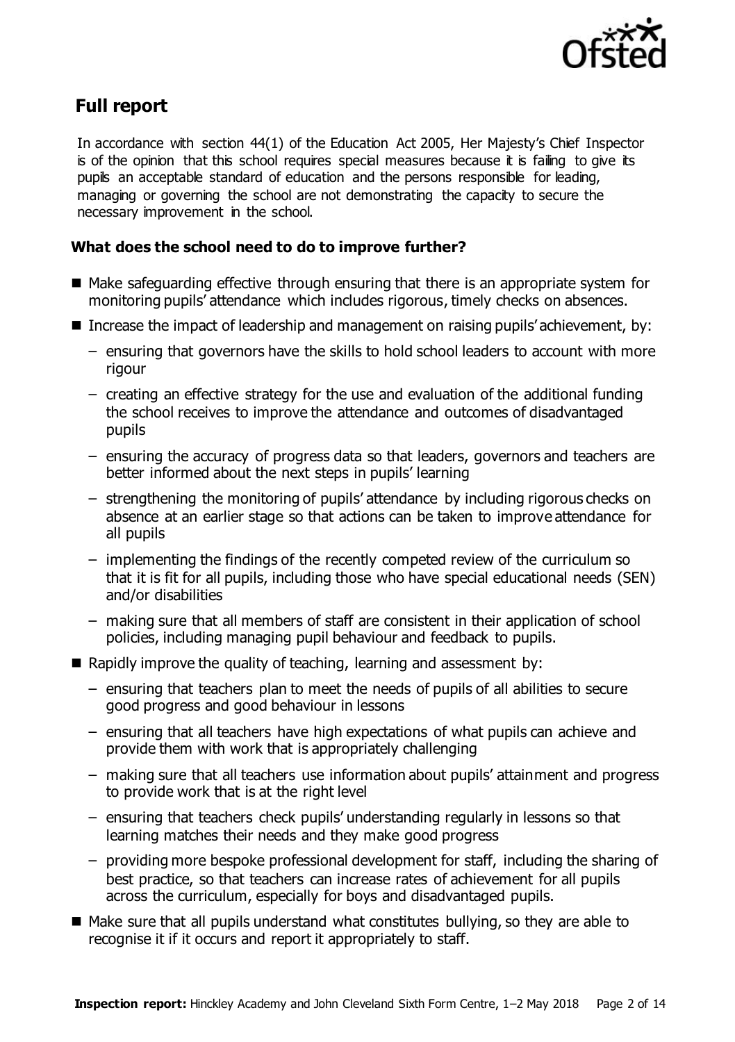## Full report

In accordance with section 44(1) of the Education Act 2005, Her Majesty's Chief Inspector is of the opinion that this school requires special measures because it is failing to give its pupils an acceptable standard of education and the persons responsible for leading, managing or governing the school are not demonstrating the capacity to secure the necessary improvement in the school.

### What does the school need to do to improve further?

- Make safeguarding effective through ensuring that there is an appropriate system for monitoring pupils' attendance which includes rigorous, timely checks on absences.
- Increase the impact of leadership and management on raising pupils' achievement, by:
  - ensuring that governors have the skills to hold school leaders to account with more rigour
  - creating an effective strategy for the use and evaluation of the additional funding the school receives to improve the attendance and outcomes of disadvantaged pupils
  - ensuring the accuracy of progress data so that leaders, governors and teachers are better informed about the next steps in pupils' learning
  - strengthening the monitoring of pupils' attendance by including rigorous checks on absence at an earlier stage so that actions can be taken to improve attendance for all pupils
  - implementing the findings of the recently competed review of the curriculum so that it is fit for all pupils, including those who have special educational needs (SEN) and/or disabilities
  - making sure that all members of staff are consistent in their application of school policies, including managing pupil behaviour and feedback to pupils.
- Rapidly improve the quality of teaching, learning and assessment by:
  - ensuring that teachers plan to meet the needs of pupils of all abilities to secure good progress and good behaviour in lessons
  - ensuring that all teachers have high expectations of what pupils can achieve and provide them with work that is appropriately challenging
  - making sure that all teachers use information about pupils' attainment and progress to provide work that is at the right level
  - ensuring that teachers check pupils' understanding regularly in lessons so that learning matches their needs and they make good progress
  - providing more bespoke professional development for staff, including the sharing of best practice, so that teachers can increase rates of achievement for all pupils across the curriculum, especially for boys and disadvantaged pupils.
- Make sure that all pupils understand what constitutes bullying, so they are able to recognise it if it occurs and report it appropriately to staff.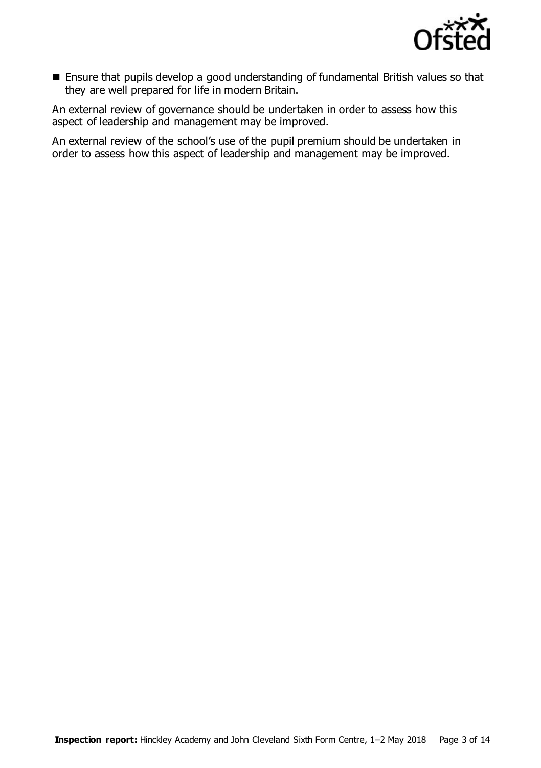- Ensure that pupils develop a good understanding of fundamental British values so that they are well prepared for life in modern Britain.

An external review of governance should be undertaken in order to assess how this aspect of leadership and management may be improved.

An external review of the school's use of the pupil premium should be undertaken in order to assess how this aspect of leadership and management may be improved.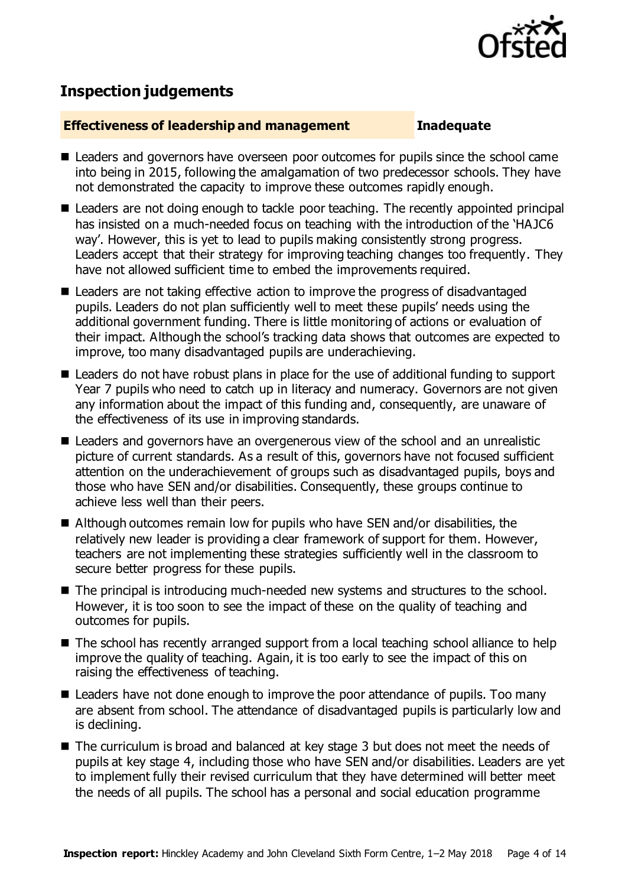## Inspection judgements

**Effectiveness of leadership and management** **Inadequate**

- Leaders and governors have overseen poor outcomes for pupils since the school came into being in 2015, following the amalgamation of two predecessor schools. They have not demonstrated the capacity to improve these outcomes rapidly enough.
- Leaders are not doing enough to tackle poor teaching. The recently appointed principal has insisted on a much-needed focus on teaching with the introduction of the 'HAJC6 way'. However, this is yet to lead to pupils making consistently strong progress. Leaders accept that their strategy for improving teaching changes too frequently. They have not allowed sufficient time to embed the improvements required.
- Leaders are not taking effective action to improve the progress of disadvantaged pupils. Leaders do not plan sufficiently well to meet these pupils' needs using the additional government funding. There is little monitoring of actions or evaluation of their impact. Although the school's tracking data shows that outcomes are expected to improve, too many disadvantaged pupils are underachieving.
- Leaders do not have robust plans in place for the use of additional funding to support Year 7 pupils who need to catch up in literacy and numeracy. Governors are not given any information about the impact of this funding and, consequently, are unaware of the effectiveness of its use in improving standards.
- Leaders and governors have an overgenerous view of the school and an unrealistic picture of current standards. As a result of this, governors have not focused sufficient attention on the underachievement of groups such as disadvantaged pupils, boys and those who have SEN and/or disabilities. Consequently, these groups continue to achieve less well than their peers.
- Although outcomes remain low for pupils who have SEN and/or disabilities, the relatively new leader is providing a clear framework of support for them. However, teachers are not implementing these strategies sufficiently well in the classroom to secure better progress for these pupils.
- The principal is introducing much-needed new systems and structures to the school. However, it is too soon to see the impact of these on the quality of teaching and outcomes for pupils.
- The school has recently arranged support from a local teaching school alliance to help improve the quality of teaching. Again, it is too early to see the impact of this on raising the effectiveness of teaching.
- Leaders have not done enough to improve the poor attendance of pupils. Too many are absent from school. The attendance of disadvantaged pupils is particularly low and is declining.
- The curriculum is broad and balanced at key stage 3 but does not meet the needs of pupils at key stage 4, including those who have SEN and/or disabilities. Leaders are yet to implement fully their revised curriculum that they have determined will better meet the needs of all pupils. The school has a personal and social education programme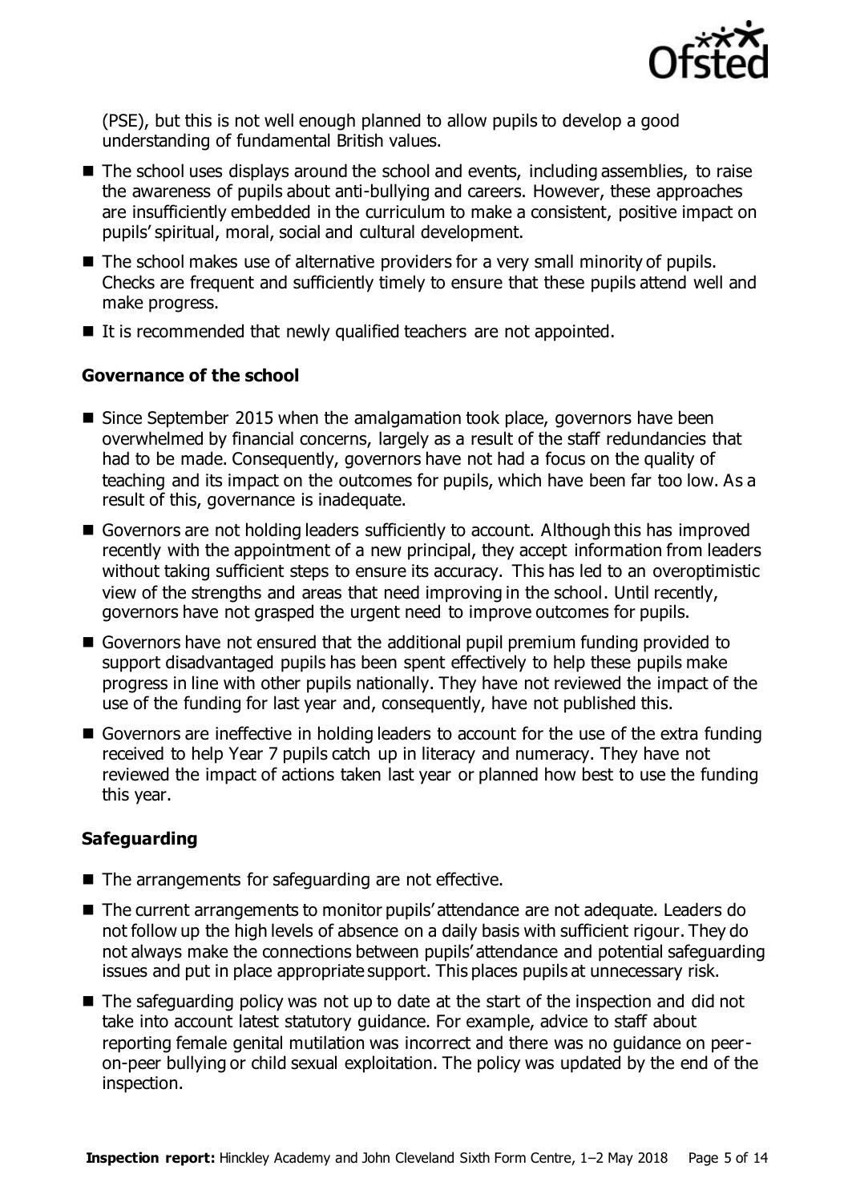(PSE), but this is not well enough planned to allow pupils to develop a good understanding of fundamental British values.

- The school uses displays around the school and events, including assemblies, to raise the awareness of pupils about anti-bullying and careers. However, these approaches are insufficiently embedded in the curriculum to make a consistent, positive impact on pupils' spiritual, moral, social and cultural development.
- The school makes use of alternative providers for a very small minority of pupils. Checks are frequent and sufficiently timely to ensure that these pupils attend well and make progress.
- It is recommended that newly qualified teachers are not appointed.

### Governance of the school

- Since September 2015 when the amalgamation took place, governors have been overwhelmed by financial concerns, largely as a result of the staff redundancies that had to be made. Consequently, governors have not had a focus on the quality of teaching and its impact on the outcomes for pupils, which have been far too low. As a result of this, governance is inadequate.
- Governors are not holding leaders sufficiently to account. Although this has improved recently with the appointment of a new principal, they accept information from leaders without taking sufficient steps to ensure its accuracy. This has led to an overoptimistic view of the strengths and areas that need improving in the school. Until recently, governors have not grasped the urgent need to improve outcomes for pupils.
- Governors have not ensured that the additional pupil premium funding provided to support disadvantaged pupils has been spent effectively to help these pupils make progress in line with other pupils nationally. They have not reviewed the impact of the use of the funding for last year and, consequently, have not published this.
- Governors are ineffective in holding leaders to account for the use of the extra funding received to help Year 7 pupils catch up in literacy and numeracy. They have not reviewed the impact of actions taken last year or planned how best to use the funding this year.

### Safeguarding

- The arrangements for safeguarding are not effective.
- The current arrangements to monitor pupils' attendance are not adequate. Leaders do not follow up the high levels of absence on a daily basis with sufficient rigour. They do not always make the connections between pupils' attendance and potential safeguarding issues and put in place appropriate support. This places pupils at unnecessary risk.
- The safeguarding policy was not up to date at the start of the inspection and did not take into account latest statutory guidance. For example, advice to staff about reporting female genital mutilation was incorrect and there was no guidance on peer-on-peer bullying or child sexual exploitation. The policy was updated by the end of the inspection.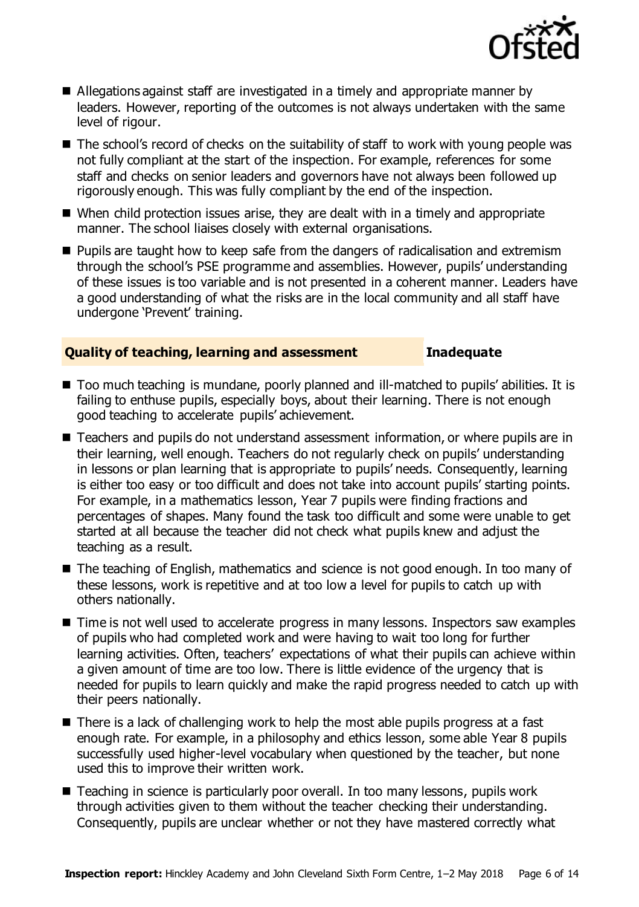- Allegations against staff are investigated in a timely and appropriate manner by leaders. However, reporting of the outcomes is not always undertaken with the same level of rigour.
- The school's record of checks on the suitability of staff to work with young people was not fully compliant at the start of the inspection. For example, references for some staff and checks on senior leaders and governors have not always been followed up rigorously enough. This was fully compliant by the end of the inspection.
- When child protection issues arise, they are dealt with in a timely and appropriate manner. The school liaises closely with external organisations.
- Pupils are taught how to keep safe from the dangers of radicalisation and extremism through the school's PSE programme and assemblies. However, pupils' understanding of these issues is too variable and is not presented in a coherent manner. Leaders have a good understanding of what the risks are in the local community and all staff have undergone 'Prevent' training.

## Quality of teaching, learning and assessment — Inadequate

- Too much teaching is mundane, poorly planned and ill-matched to pupils' abilities. It is failing to enthuse pupils, especially boys, about their learning. There is not enough good teaching to accelerate pupils' achievement.
- Teachers and pupils do not understand assessment information, or where pupils are in their learning, well enough. Teachers do not regularly check on pupils' understanding in lessons or plan learning that is appropriate to pupils' needs. Consequently, learning is either too easy or too difficult and does not take into account pupils' starting points. For example, in a mathematics lesson, Year 7 pupils were finding fractions and percentages of shapes. Many found the task too difficult and some were unable to get started at all because the teacher did not check what pupils knew and adjust the teaching as a result.
- The teaching of English, mathematics and science is not good enough. In too many of these lessons, work is repetitive and at too low a level for pupils to catch up with others nationally.
- Time is not well used to accelerate progress in many lessons. Inspectors saw examples of pupils who had completed work and were having to wait too long for further learning activities. Often, teachers' expectations of what their pupils can achieve within a given amount of time are too low. There is little evidence of the urgency that is needed for pupils to learn quickly and make the rapid progress needed to catch up with their peers nationally.
- There is a lack of challenging work to help the most able pupils progress at a fast enough rate. For example, in a philosophy and ethics lesson, some able Year 8 pupils successfully used higher-level vocabulary when questioned by the teacher, but none used this to improve their written work.
- Teaching in science is particularly poor overall. In too many lessons, pupils work through activities given to them without the teacher checking their understanding. Consequently, pupils are unclear whether or not they have mastered correctly what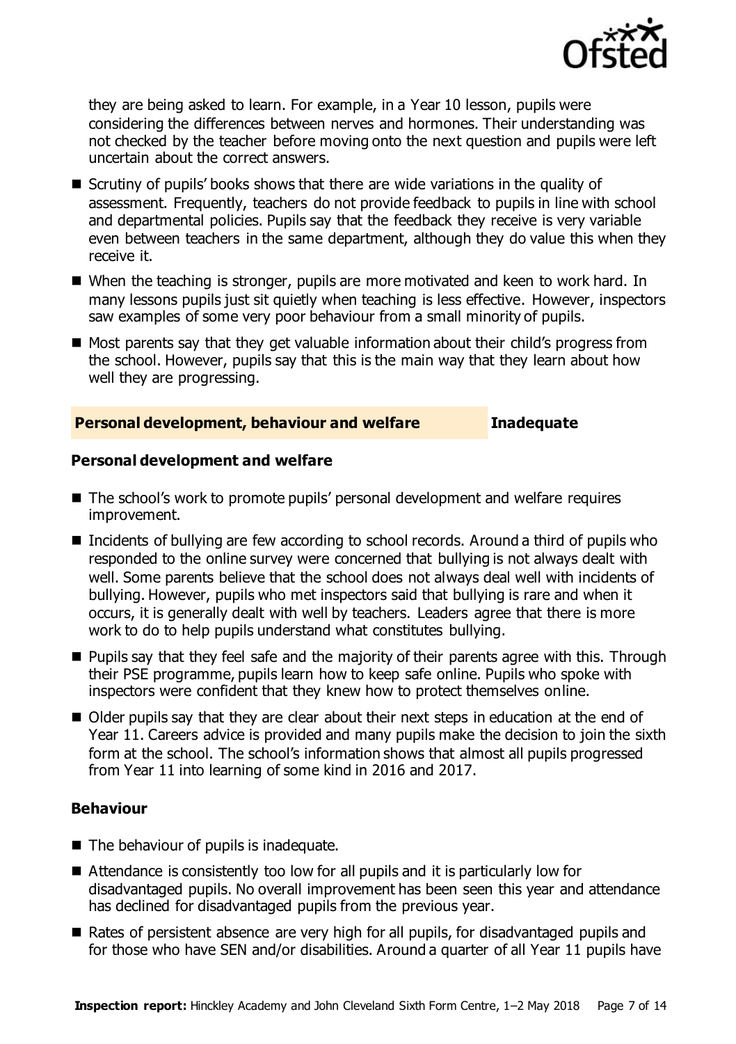they are being asked to learn. For example, in a Year 10 lesson, pupils were considering the differences between nerves and hormones. Their understanding was not checked by the teacher before moving onto the next question and pupils were left uncertain about the correct answers.

- Scrutiny of pupils' books shows that there are wide variations in the quality of assessment. Frequently, teachers do not provide feedback to pupils in line with school and departmental policies. Pupils say that the feedback they receive is very variable even between teachers in the same department, although they do value this when they receive it.
- When the teaching is stronger, pupils are more motivated and keen to work hard. In many lessons pupils just sit quietly when teaching is less effective. However, inspectors saw examples of some very poor behaviour from a small minority of pupils.
- Most parents say that they get valuable information about their child's progress from the school. However, pupils say that this is the main way that they learn about how well they are progressing.

## Personal development, behaviour and welfare — Inadequate

### Personal development and welfare

- The school's work to promote pupils' personal development and welfare requires improvement.
- Incidents of bullying are few according to school records. Around a third of pupils who responded to the online survey were concerned that bullying is not always dealt with well. Some parents believe that the school does not always deal well with incidents of bullying. However, pupils who met inspectors said that bullying is rare and when it occurs, it is generally dealt with well by teachers. Leaders agree that there is more work to do to help pupils understand what constitutes bullying.
- Pupils say that they feel safe and the majority of their parents agree with this. Through their PSE programme, pupils learn how to keep safe online. Pupils who spoke with inspectors were confident that they knew how to protect themselves online.
- Older pupils say that they are clear about their next steps in education at the end of Year 11. Careers advice is provided and many pupils make the decision to join the sixth form at the school. The school's information shows that almost all pupils progressed from Year 11 into learning of some kind in 2016 and 2017.

### Behaviour

- The behaviour of pupils is inadequate.
- Attendance is consistently too low for all pupils and it is particularly low for disadvantaged pupils. No overall improvement has been seen this year and attendance has declined for disadvantaged pupils from the previous year.
- Rates of persistent absence are very high for all pupils, for disadvantaged pupils and for those who have SEN and/or disabilities. Around a quarter of all Year 11 pupils have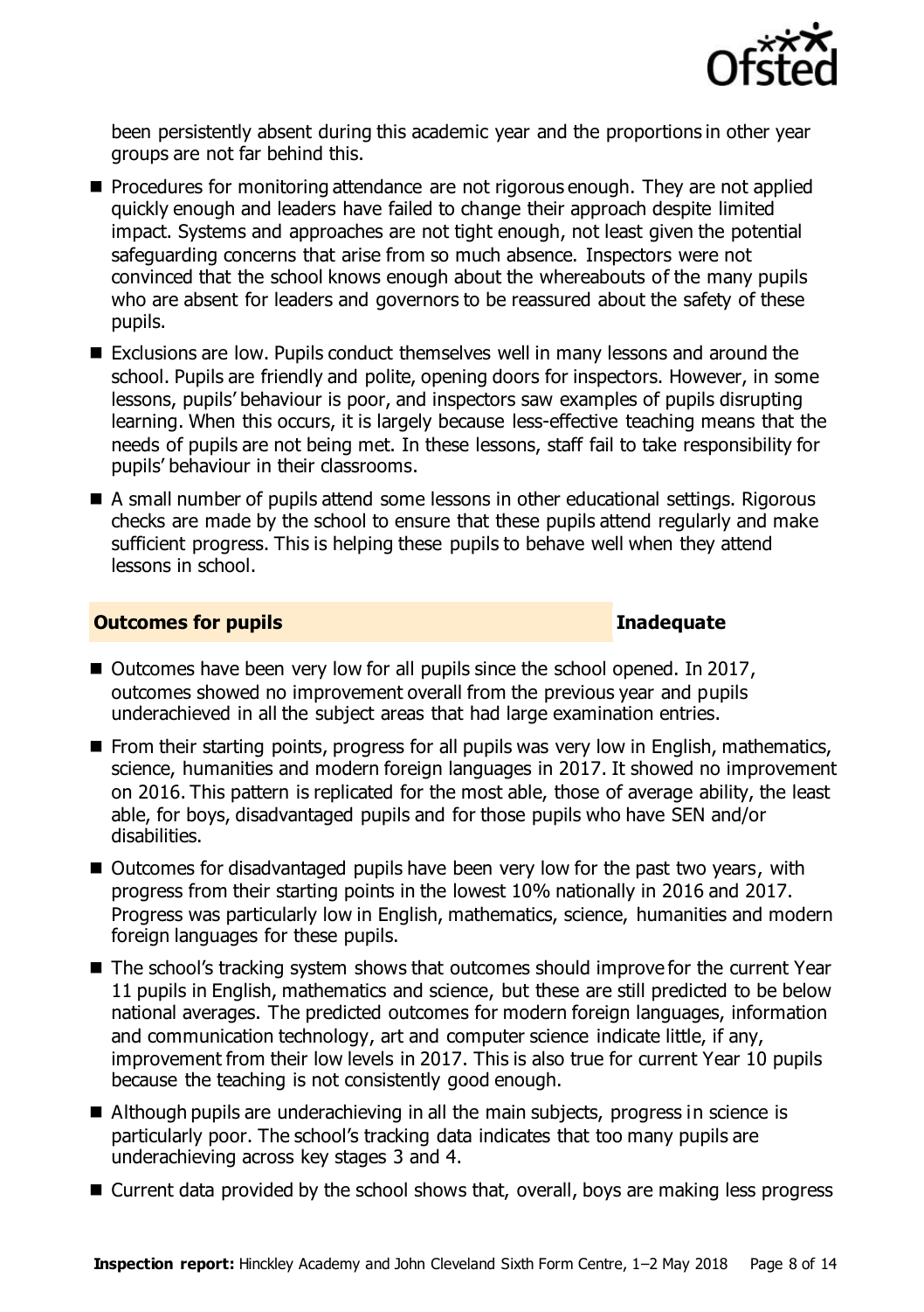been persistently absent during this academic year and the proportions in other year groups are not far behind this.

- Procedures for monitoring attendance are not rigorous enough. They are not applied quickly enough and leaders have failed to change their approach despite limited impact. Systems and approaches are not tight enough, not least given the potential safeguarding concerns that arise from so much absence. Inspectors were not convinced that the school knows enough about the whereabouts of the many pupils who are absent for leaders and governors to be reassured about the safety of these pupils.
- Exclusions are low. Pupils conduct themselves well in many lessons and around the school. Pupils are friendly and polite, opening doors for inspectors. However, in some lessons, pupils' behaviour is poor, and inspectors saw examples of pupils disrupting learning. When this occurs, it is largely because less-effective teaching means that the needs of pupils are not being met. In these lessons, staff fail to take responsibility for pupils' behaviour in their classrooms.
- A small number of pupils attend some lessons in other educational settings. Rigorous checks are made by the school to ensure that these pupils attend regularly and make sufficient progress. This is helping these pupils to behave well when they attend lessons in school.

## Outcomes for pupils — Inadequate

- Outcomes have been very low for all pupils since the school opened. In 2017, outcomes showed no improvement overall from the previous year and pupils underachieved in all the subject areas that had large examination entries.
- From their starting points, progress for all pupils was very low in English, mathematics, science, humanities and modern foreign languages in 2017. It showed no improvement on 2016. This pattern is replicated for the most able, those of average ability, the least able, for boys, disadvantaged pupils and for those pupils who have SEN and/or disabilities.
- Outcomes for disadvantaged pupils have been very low for the past two years, with progress from their starting points in the lowest 10% nationally in 2016 and 2017. Progress was particularly low in English, mathematics, science, humanities and modern foreign languages for these pupils.
- The school's tracking system shows that outcomes should improve for the current Year 11 pupils in English, mathematics and science, but these are still predicted to be below national averages. The predicted outcomes for modern foreign languages, information and communication technology, art and computer science indicate little, if any, improvement from their low levels in 2017. This is also true for current Year 10 pupils because the teaching is not consistently good enough.
- Although pupils are underachieving in all the main subjects, progress in science is particularly poor. The school's tracking data indicates that too many pupils are underachieving across key stages 3 and 4.
- Current data provided by the school shows that, overall, boys are making less progress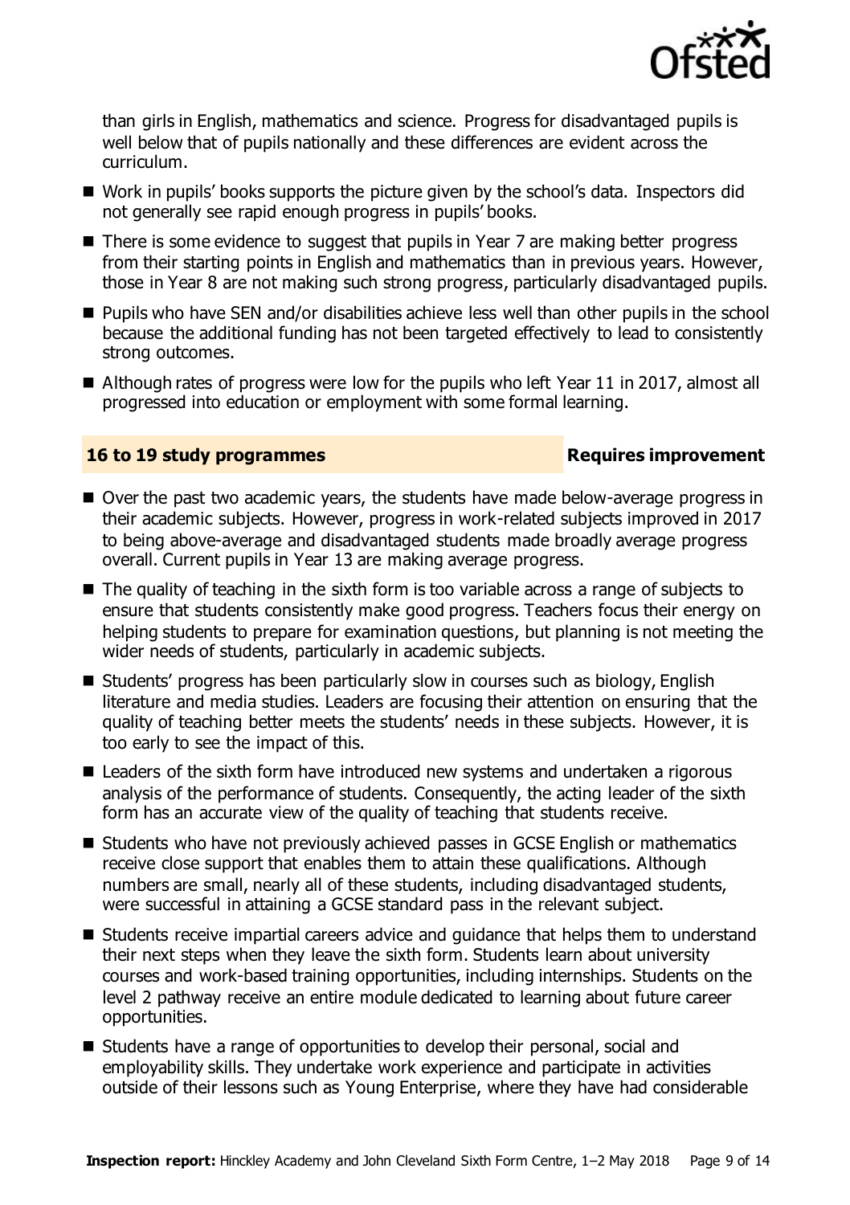than girls in English, mathematics and science. Progress for disadvantaged pupils is well below that of pupils nationally and these differences are evident across the curriculum.

- Work in pupils' books supports the picture given by the school's data. Inspectors did not generally see rapid enough progress in pupils' books.
- There is some evidence to suggest that pupils in Year 7 are making better progress from their starting points in English and mathematics than in previous years. However, those in Year 8 are not making such strong progress, particularly disadvantaged pupils.
- Pupils who have SEN and/or disabilities achieve less well than other pupils in the school because the additional funding has not been targeted effectively to lead to consistently strong outcomes.
- Although rates of progress were low for the pupils who left Year 11 in 2017, almost all progressed into education or employment with some formal learning.

## 16 to 19 study programmes — Requires improvement

- Over the past two academic years, the students have made below-average progress in their academic subjects. However, progress in work-related subjects improved in 2017 to being above-average and disadvantaged students made broadly average progress overall. Current pupils in Year 13 are making average progress.
- The quality of teaching in the sixth form is too variable across a range of subjects to ensure that students consistently make good progress. Teachers focus their energy on helping students to prepare for examination questions, but planning is not meeting the wider needs of students, particularly in academic subjects.
- Students' progress has been particularly slow in courses such as biology, English literature and media studies. Leaders are focusing their attention on ensuring that the quality of teaching better meets the students' needs in these subjects. However, it is too early to see the impact of this.
- Leaders of the sixth form have introduced new systems and undertaken a rigorous analysis of the performance of students. Consequently, the acting leader of the sixth form has an accurate view of the quality of teaching that students receive.
- Students who have not previously achieved passes in GCSE English or mathematics receive close support that enables them to attain these qualifications. Although numbers are small, nearly all of these students, including disadvantaged students, were successful in attaining a GCSE standard pass in the relevant subject.
- Students receive impartial careers advice and guidance that helps them to understand their next steps when they leave the sixth form. Students learn about university courses and work-based training opportunities, including internships. Students on the level 2 pathway receive an entire module dedicated to learning about future career opportunities.
- Students have a range of opportunities to develop their personal, social and employability skills. They undertake work experience and participate in activities outside of their lessons such as Young Enterprise, where they have had considerable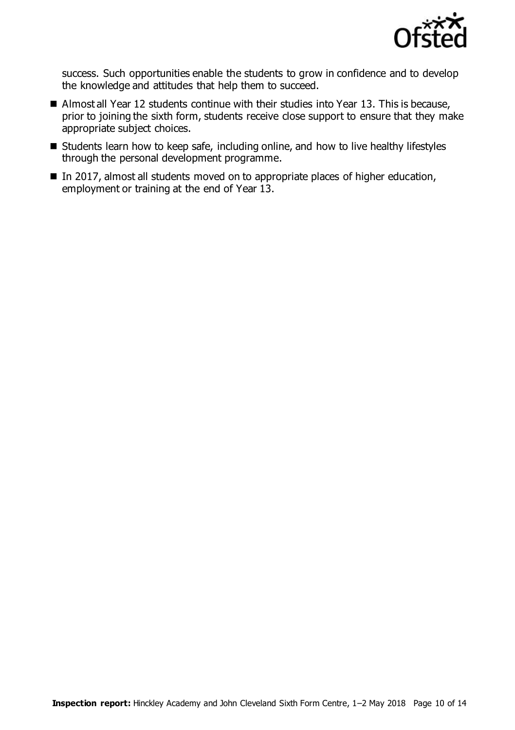success. Such opportunities enable the students to grow in confidence and to develop the knowledge and attitudes that help them to succeed.

- Almost all Year 12 students continue with their studies into Year 13. This is because, prior to joining the sixth form, students receive close support to ensure that they make appropriate subject choices.
- Students learn how to keep safe, including online, and how to live healthy lifestyles through the personal development programme.
- In 2017, almost all students moved on to appropriate places of higher education, employment or training at the end of Year 13.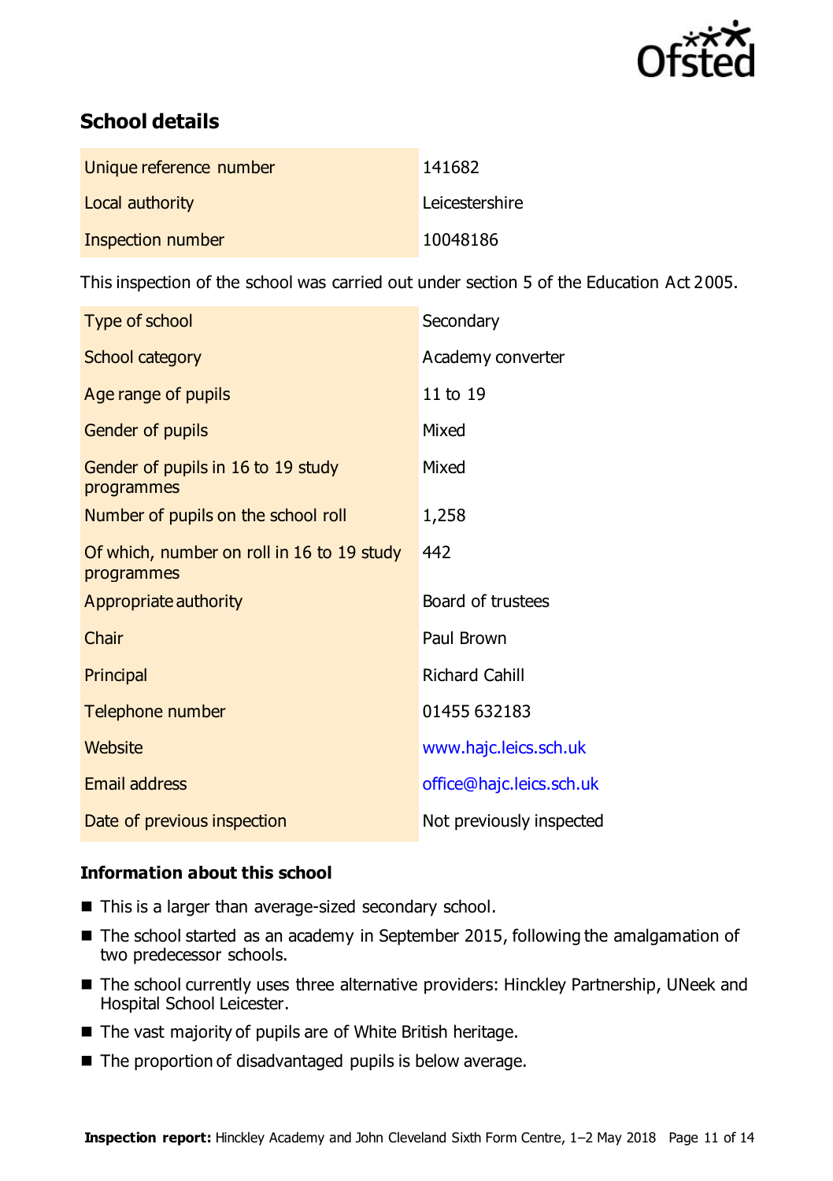## School details

| | |
|---|---|
| Unique reference number | 141682 |
| Local authority | Leicestershire |
| Inspection number | 10048186 |

This inspection of the school was carried out under section 5 of the Education Act 2005.

| | |
|---|---|
| Type of school | Secondary |
| School category | Academy converter |
| Age range of pupils | 11 to 19 |
| Gender of pupils | Mixed |
| Gender of pupils in 16 to 19 study programmes | Mixed |
| Number of pupils on the school roll | 1,258 |
| Of which, number on roll in 16 to 19 study programmes | 442 |
| Appropriate authority | Board of trustees |
| Chair | Paul Brown |
| Principal | Richard Cahill |
| Telephone number | 01455 632183 |
| Website | www.hajc.leics.sch.uk |
| Email address | office@hajc.leics.sch.uk |
| Date of previous inspection | Not previously inspected |

### Information about this school

- This is a larger than average-sized secondary school.
- The school started as an academy in September 2015, following the amalgamation of two predecessor schools.
- The school currently uses three alternative providers: Hinckley Partnership, UNeek and Hospital School Leicester.
- The vast majority of pupils are of White British heritage.
- The proportion of disadvantaged pupils is below average.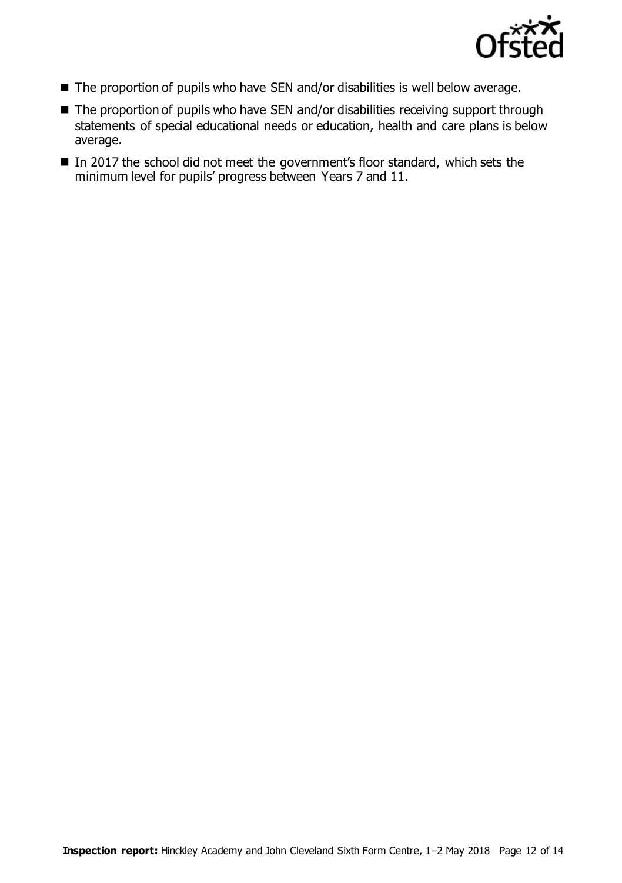- The proportion of pupils who have SEN and/or disabilities is well below average.
- The proportion of pupils who have SEN and/or disabilities receiving support through statements of special educational needs or education, health and care plans is below average.
- In 2017 the school did not meet the government's floor standard, which sets the minimum level for pupils' progress between Years 7 and 11.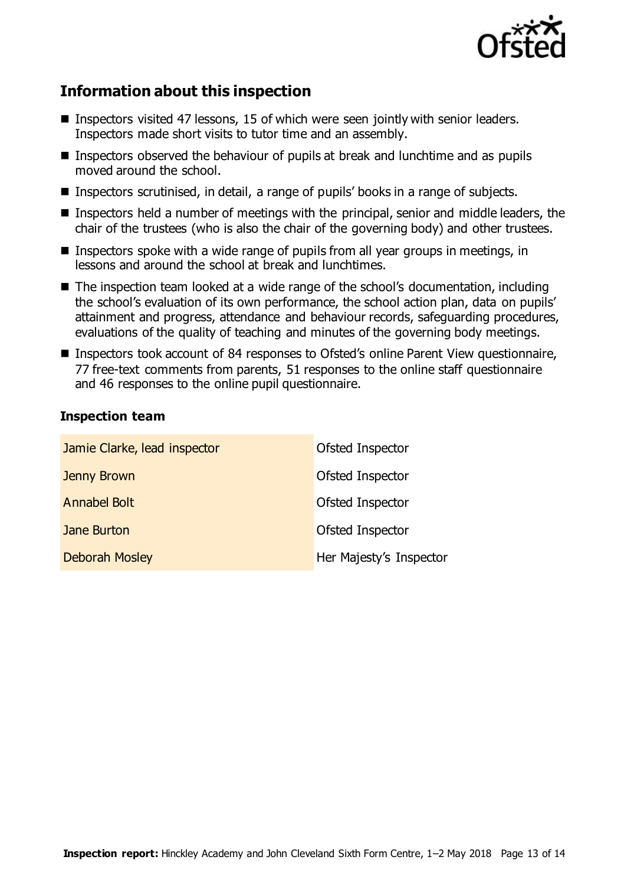## Information about this inspection

- Inspectors visited 47 lessons, 15 of which were seen jointly with senior leaders. Inspectors made short visits to tutor time and an assembly.
- Inspectors observed the behaviour of pupils at break and lunchtime and as pupils moved around the school.
- Inspectors scrutinised, in detail, a range of pupils' books in a range of subjects.
- Inspectors held a number of meetings with the principal, senior and middle leaders, the chair of the trustees (who is also the chair of the governing body) and other trustees.
- Inspectors spoke with a wide range of pupils from all year groups in meetings, in lessons and around the school at break and lunchtimes.
- The inspection team looked at a wide range of the school's documentation, including the school's evaluation of its own performance, the school action plan, data on pupils' attainment and progress, attendance and behaviour records, safeguarding procedures, evaluations of the quality of teaching and minutes of the governing body meetings.
- Inspectors took account of 84 responses to Ofsted's online Parent View questionnaire, 77 free-text comments from parents, 51 responses to the online staff questionnaire and 46 responses to the online pupil questionnaire.

### Inspection team

| | |
|---|---|
| Jamie Clarke, lead inspector | Ofsted Inspector |
| Jenny Brown | Ofsted Inspector |
| Annabel Bolt | Ofsted Inspector |
| Jane Burton | Ofsted Inspector |
| Deborah Mosley | Her Majesty's Inspector |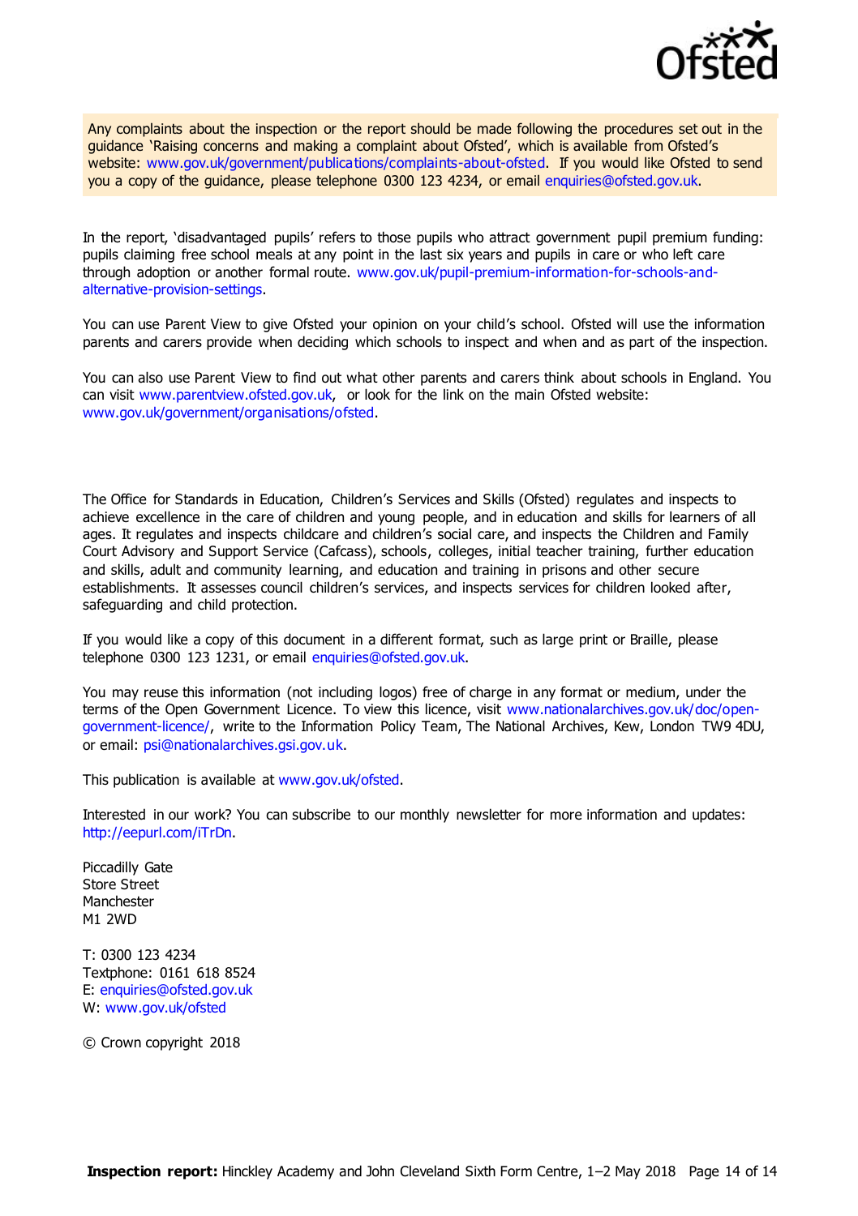Any complaints about the inspection or the report should be made following the procedures set out in the guidance 'Raising concerns and making a complaint about Ofsted', which is available from Ofsted's website: www.gov.uk/government/publications/complaints-about-ofsted. If you would like Ofsted to send you a copy of the guidance, please telephone 0300 123 4234, or email enquiries@ofsted.gov.uk.

In the report, 'disadvantaged pupils' refers to those pupils who attract government pupil premium funding: pupils claiming free school meals at any point in the last six years and pupils in care or who left care through adoption or another formal route. www.gov.uk/pupil-premium-information-for-schools-and-alternative-provision-settings.

You can use Parent View to give Ofsted your opinion on your child's school. Ofsted will use the information parents and carers provide when deciding which schools to inspect and when and as part of the inspection.

You can also use Parent View to find out what other parents and carers think about schools in England. You can visit www.parentview.ofsted.gov.uk, or look for the link on the main Ofsted website: www.gov.uk/government/organisations/ofsted.

The Office for Standards in Education, Children's Services and Skills (Ofsted) regulates and inspects to achieve excellence in the care of children and young people, and in education and skills for learners of all ages. It regulates and inspects childcare and children's social care, and inspects the Children and Family Court Advisory and Support Service (Cafcass), schools, colleges, initial teacher training, further education and skills, adult and community learning, and education and training in prisons and other secure establishments. It assesses council children's services, and inspects services for children looked after, safeguarding and child protection.

If you would like a copy of this document in a different format, such as large print or Braille, please telephone 0300 123 1231, or email enquiries@ofsted.gov.uk.

You may reuse this information (not including logos) free of charge in any format or medium, under the terms of the Open Government Licence. To view this licence, visit www.nationalarchives.gov.uk/doc/open-government-licence/, write to the Information Policy Team, The National Archives, Kew, London TW9 4DU, or email: psi@nationalarchives.gsi.gov.uk.

This publication is available at www.gov.uk/ofsted.

Interested in our work? You can subscribe to our monthly newsletter for more information and updates: http://eepurl.com/iTrDn.

Piccadilly Gate
Store Street
Manchester
M1 2WD

T: 0300 123 4234
Textphone: 0161 618 8524
E: enquiries@ofsted.gov.uk
W: www.gov.uk/ofsted

© Crown copyright 2018